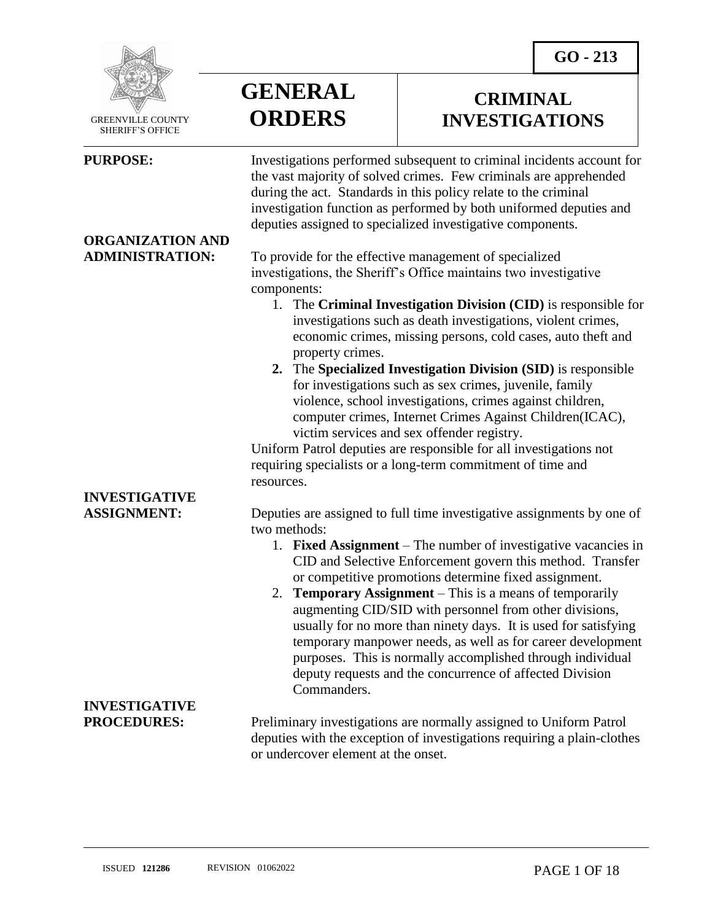GREENVILLE COUNTY SHERIFF'S OFFICE

# GENERAL ORDERS

# CRIMINAL INVESTIGATIONS

**GO - 213**

**PURPOSE:**

Investigations performed subsequent to criminal incidents account for the vast majority of solved crimes. Few criminals are apprehended during the act. Standards in this policy relate to the criminal investigation function as performed by both uniformed deputies and deputies assigned to specialized investigative components.

**ORGANIZATION AND ADMINISTRATION:**

To provide for the effective management of specialized investigations, the Sheriff's Office maintains two investigative components:

1. The **Criminal Investigation Division (CID)** is responsible for investigations such as death investigations, violent crimes, economic crimes, missing persons, cold cases, auto theft and property crimes.
2. The **Specialized Investigation Division (SID)** is responsible for investigations such as sex crimes, juvenile, family violence, school investigations, crimes against children, computer crimes, Internet Crimes Against Children(ICAC), victim services and sex offender registry.

Uniform Patrol deputies are responsible for all investigations not requiring specialists or a long-term commitment of time and resources.

**INVESTIGATIVE ASSIGNMENT:**

Deputies are assigned to full time investigative assignments by one of two methods:

1. **Fixed Assignment** – The number of investigative vacancies in CID and Selective Enforcement govern this method. Transfer or competitive promotions determine fixed assignment.
2. **Temporary Assignment** – This is a means of temporarily augmenting CID/SID with personnel from other divisions, usually for no more than ninety days. It is used for satisfying temporary manpower needs, as well as for career development purposes. This is normally accomplished through individual deputy requests and the concurrence of affected Division Commanders.

**INVESTIGATIVE PROCEDURES:**

Preliminary investigations are normally assigned to Uniform Patrol deputies with the exception of investigations requiring a plain-clothes or undercover element at the onset.

ISSUED **121286** REVISION 01062022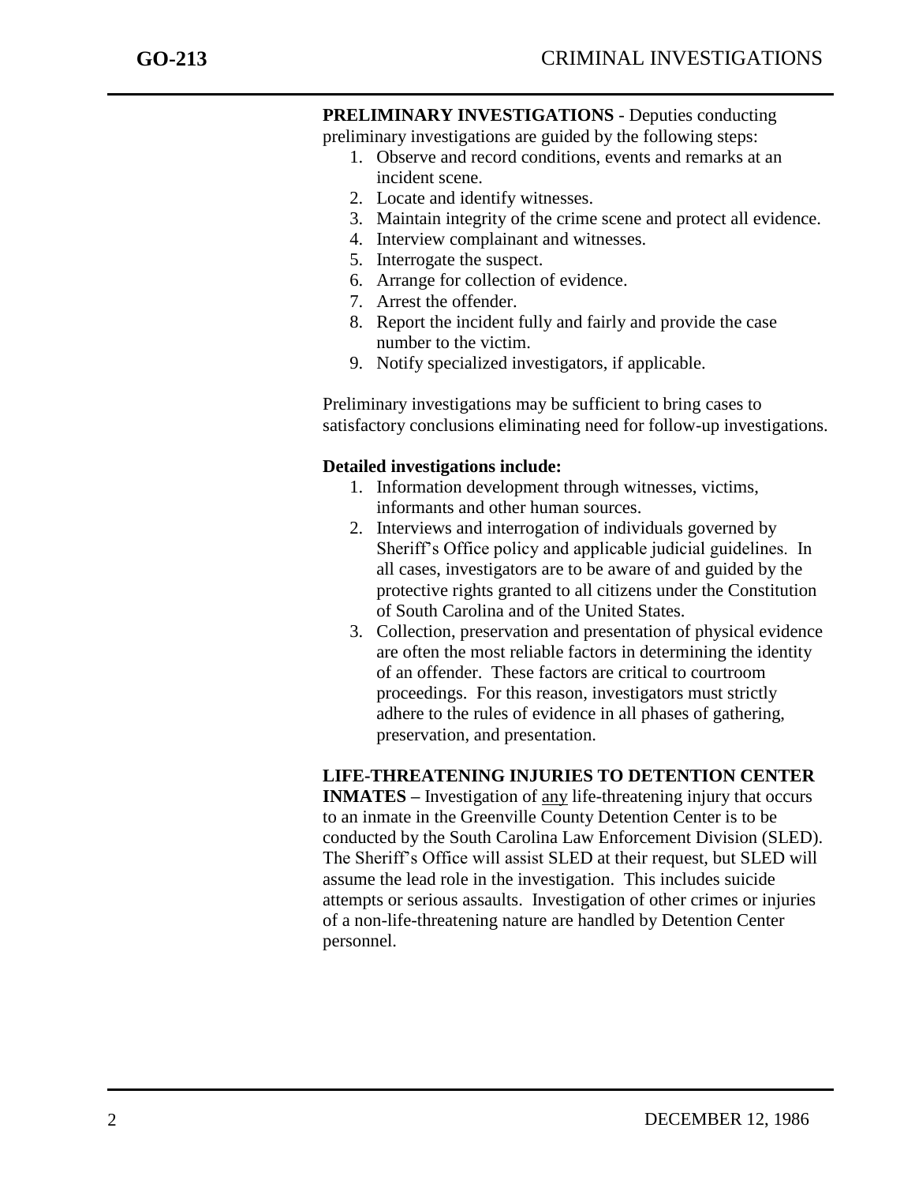**PRELIMINARY INVESTIGATIONS** - Deputies conducting preliminary investigations are guided by the following steps:

1. Observe and record conditions, events and remarks at an incident scene.
2. Locate and identify witnesses.
3. Maintain integrity of the crime scene and protect all evidence.
4. Interview complainant and witnesses.
5. Interrogate the suspect.
6. Arrange for collection of evidence.
7. Arrest the offender.
8. Report the incident fully and fairly and provide the case number to the victim.
9. Notify specialized investigators, if applicable.

Preliminary investigations may be sufficient to bring cases to satisfactory conclusions eliminating need for follow-up investigations.

**Detailed investigations include:**

1. Information development through witnesses, victims, informants and other human sources.
2. Interviews and interrogation of individuals governed by Sheriff's Office policy and applicable judicial guidelines. In all cases, investigators are to be aware of and guided by the protective rights granted to all citizens under the Constitution of South Carolina and of the United States.
3. Collection, preservation and presentation of physical evidence are often the most reliable factors in determining the identity of an offender. These factors are critical to courtroom proceedings. For this reason, investigators must strictly adhere to the rules of evidence in all phases of gathering, preservation, and presentation.

**LIFE-THREATENING INJURIES TO DETENTION CENTER INMATES –** Investigation of any life-threatening injury that occurs to an inmate in the Greenville County Detention Center is to be conducted by the South Carolina Law Enforcement Division (SLED). The Sheriff's Office will assist SLED at their request, but SLED will assume the lead role in the investigation. This includes suicide attempts or serious assaults. Investigation of other crimes or injuries of a non-life-threatening nature are handled by Detention Center personnel.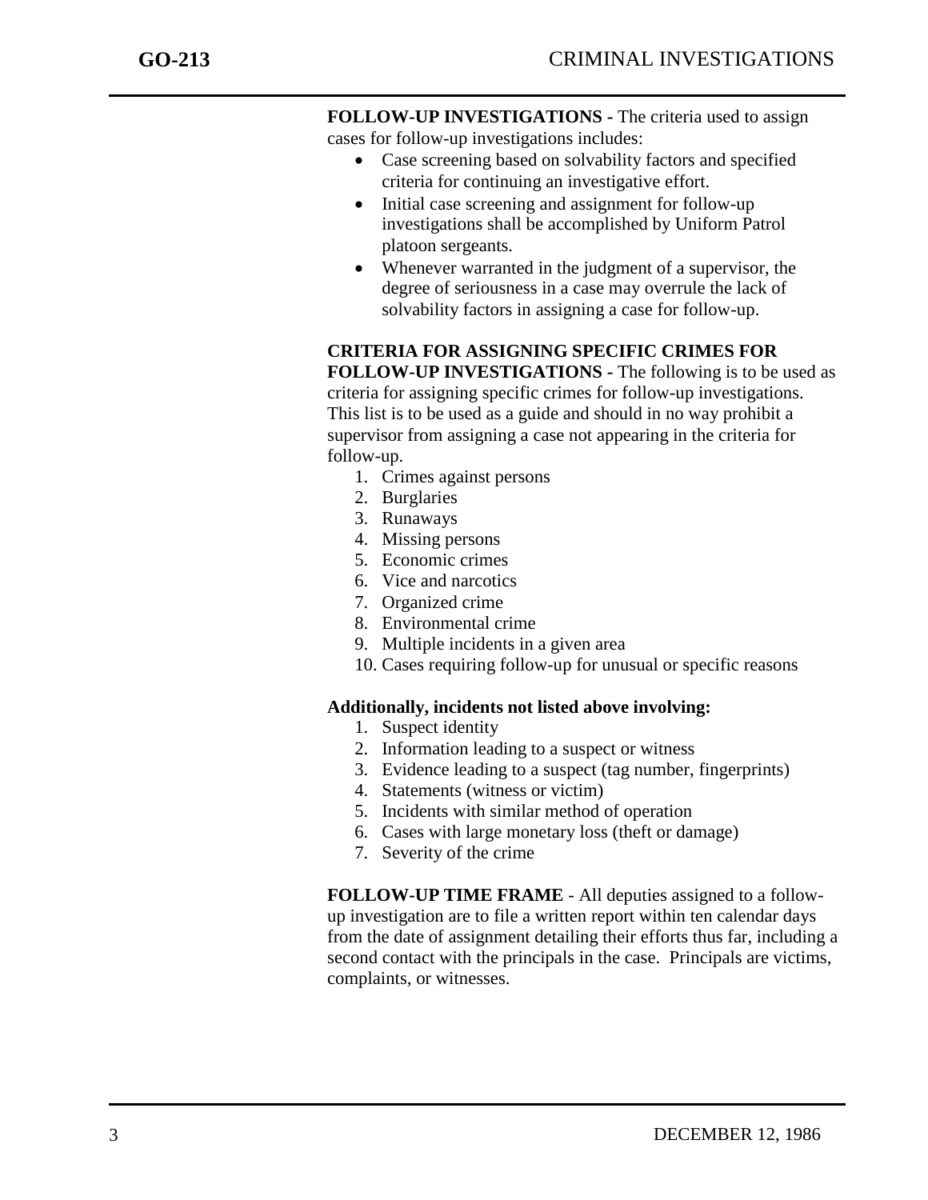**FOLLOW-UP INVESTIGATIONS -** The criteria used to assign cases for follow-up investigations includes:

- Case screening based on solvability factors and specified criteria for continuing an investigative effort.
- Initial case screening and assignment for follow-up investigations shall be accomplished by Uniform Patrol platoon sergeants.
- Whenever warranted in the judgment of a supervisor, the degree of seriousness in a case may overrule the lack of solvability factors in assigning a case for follow-up.

**CRITERIA FOR ASSIGNING SPECIFIC CRIMES FOR FOLLOW-UP INVESTIGATIONS -** The following is to be used as criteria for assigning specific crimes for follow-up investigations. This list is to be used as a guide and should in no way prohibit a supervisor from assigning a case not appearing in the criteria for follow-up.

1. Crimes against persons
2. Burglaries
3. Runaways
4. Missing persons
5. Economic crimes
6. Vice and narcotics
7. Organized crime
8. Environmental crime
9. Multiple incidents in a given area
10. Cases requiring follow-up for unusual or specific reasons

**Additionally, incidents not listed above involving:**

1. Suspect identity
2. Information leading to a suspect or witness
3. Evidence leading to a suspect (tag number, fingerprints)
4. Statements (witness or victim)
5. Incidents with similar method of operation
6. Cases with large monetary loss (theft or damage)
7. Severity of the crime

**FOLLOW-UP TIME FRAME** - All deputies assigned to a follow-up investigation are to file a written report within ten calendar days from the date of assignment detailing their efforts thus far, including a second contact with the principals in the case. Principals are victims, complaints, or witnesses.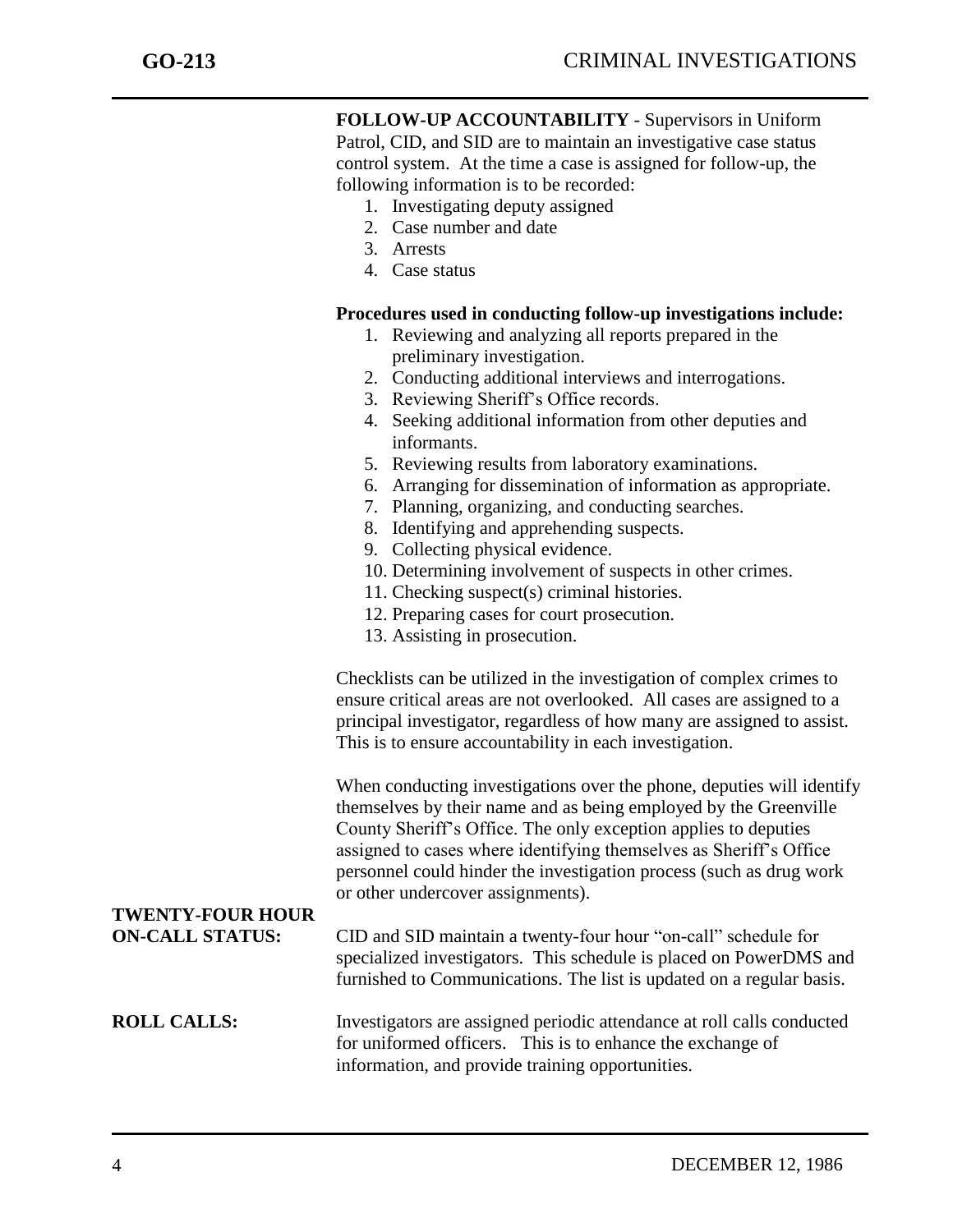**FOLLOW-UP ACCOUNTABILITY** - Supervisors in Uniform Patrol, CID, and SID are to maintain an investigative case status control system. At the time a case is assigned for follow-up, the following information is to be recorded:

1. Investigating deputy assigned
2. Case number and date
3. Arrests
4. Case status

**Procedures used in conducting follow-up investigations include:**

1. Reviewing and analyzing all reports prepared in the preliminary investigation.
2. Conducting additional interviews and interrogations.
3. Reviewing Sheriff's Office records.
4. Seeking additional information from other deputies and informants.
5. Reviewing results from laboratory examinations.
6. Arranging for dissemination of information as appropriate.
7. Planning, organizing, and conducting searches.
8. Identifying and apprehending suspects.
9. Collecting physical evidence.
10. Determining involvement of suspects in other crimes.
11. Checking suspect(s) criminal histories.
12. Preparing cases for court prosecution.
13. Assisting in prosecution.

Checklists can be utilized in the investigation of complex crimes to ensure critical areas are not overlooked. All cases are assigned to a principal investigator, regardless of how many are assigned to assist. This is to ensure accountability in each investigation.

When conducting investigations over the phone, deputies will identify themselves by their name and as being employed by the Greenville County Sheriff's Office. The only exception applies to deputies assigned to cases where identifying themselves as Sheriff's Office personnel could hinder the investigation process (such as drug work or other undercover assignments).

**TWENTY-FOUR HOUR ON-CALL STATUS:** CID and SID maintain a twenty-four hour "on-call" schedule for specialized investigators. This schedule is placed on PowerDMS and furnished to Communications. The list is updated on a regular basis.

**ROLL CALLS:** Investigators are assigned periodic attendance at roll calls conducted for uniformed officers. This is to enhance the exchange of information, and provide training opportunities.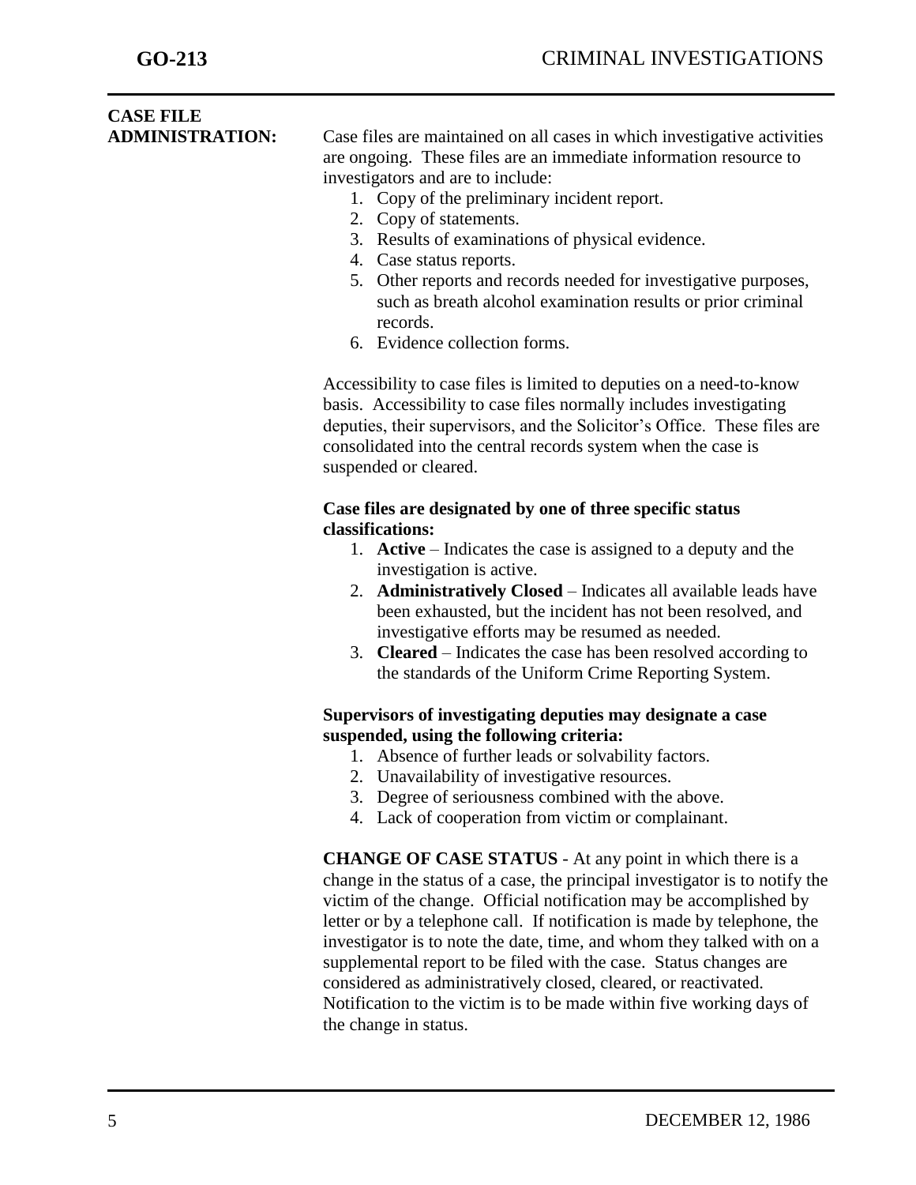## CASE FILE ADMINISTRATION:

Case files are maintained on all cases in which investigative activities are ongoing. These files are an immediate information resource to investigators and are to include:

1. Copy of the preliminary incident report.
2. Copy of statements.
3. Results of examinations of physical evidence.
4. Case status reports.
5. Other reports and records needed for investigative purposes, such as breath alcohol examination results or prior criminal records.
6. Evidence collection forms.

Accessibility to case files is limited to deputies on a need-to-know basis. Accessibility to case files normally includes investigating deputies, their supervisors, and the Solicitor's Office. These files are consolidated into the central records system when the case is suspended or cleared.

**Case files are designated by one of three specific status classifications:**

1. **Active** – Indicates the case is assigned to a deputy and the investigation is active.
2. **Administratively Closed** – Indicates all available leads have been exhausted, but the incident has not been resolved, and investigative efforts may be resumed as needed.
3. **Cleared** – Indicates the case has been resolved according to the standards of the Uniform Crime Reporting System.

**Supervisors of investigating deputies may designate a case suspended, using the following criteria:**

1. Absence of further leads or solvability factors.
2. Unavailability of investigative resources.
3. Degree of seriousness combined with the above.
4. Lack of cooperation from victim or complainant.

**CHANGE OF CASE STATUS** - At any point in which there is a change in the status of a case, the principal investigator is to notify the victim of the change. Official notification may be accomplished by letter or by a telephone call. If notification is made by telephone, the investigator is to note the date, time, and whom they talked with on a supplemental report to be filed with the case. Status changes are considered as administratively closed, cleared, or reactivated. Notification to the victim is to be made within five working days of the change in status.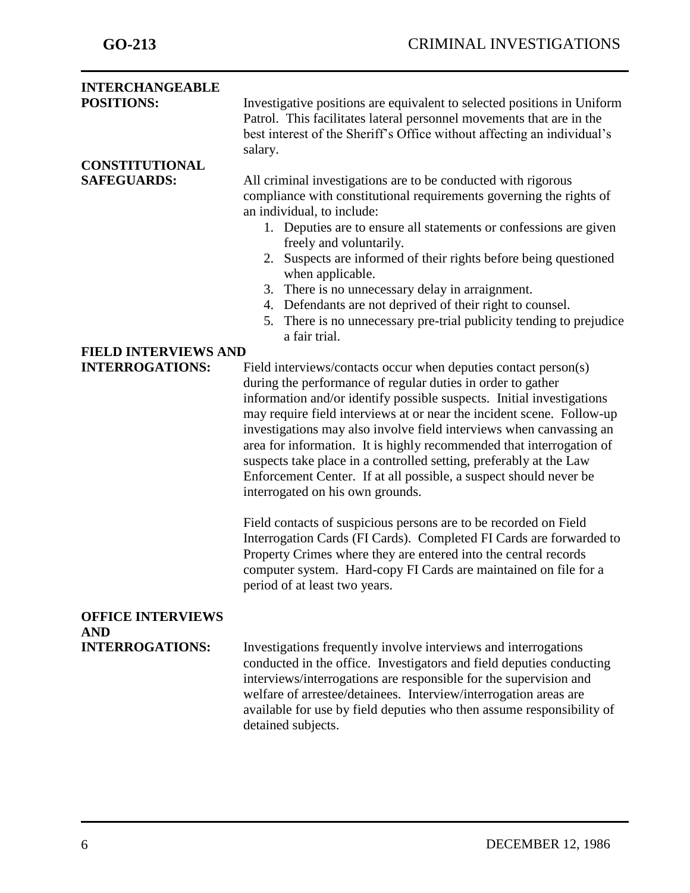**INTERCHANGEABLE POSITIONS:**

Investigative positions are equivalent to selected positions in Uniform Patrol. This facilitates lateral personnel movements that are in the best interest of the Sheriff's Office without affecting an individual's salary.

**CONSTITUTIONAL SAFEGUARDS:**

All criminal investigations are to be conducted with rigorous compliance with constitutional requirements governing the rights of an individual, to include:

1. Deputies are to ensure all statements or confessions are given freely and voluntarily.
2. Suspects are informed of their rights before being questioned when applicable.
3. There is no unnecessary delay in arraignment.
4. Defendants are not deprived of their right to counsel.
5. There is no unnecessary pre-trial publicity tending to prejudice a fair trial.

**FIELD INTERVIEWS AND INTERROGATIONS:**

Field interviews/contacts occur when deputies contact person(s) during the performance of regular duties in order to gather information and/or identify possible suspects. Initial investigations may require field interviews at or near the incident scene. Follow-up investigations may also involve field interviews when canvassing an area for information. It is highly recommended that interrogation of suspects take place in a controlled setting, preferably at the Law Enforcement Center. If at all possible, a suspect should never be interrogated on his own grounds.

Field contacts of suspicious persons are to be recorded on Field Interrogation Cards (FI Cards). Completed FI Cards are forwarded to Property Crimes where they are entered into the central records computer system. Hard-copy FI Cards are maintained on file for a period of at least two years.

**OFFICE INTERVIEWS AND INTERROGATIONS:**

Investigations frequently involve interviews and interrogations conducted in the office. Investigators and field deputies conducting interviews/interrogations are responsible for the supervision and welfare of arrestee/detainees. Interview/interrogation areas are available for use by field deputies who then assume responsibility of detained subjects.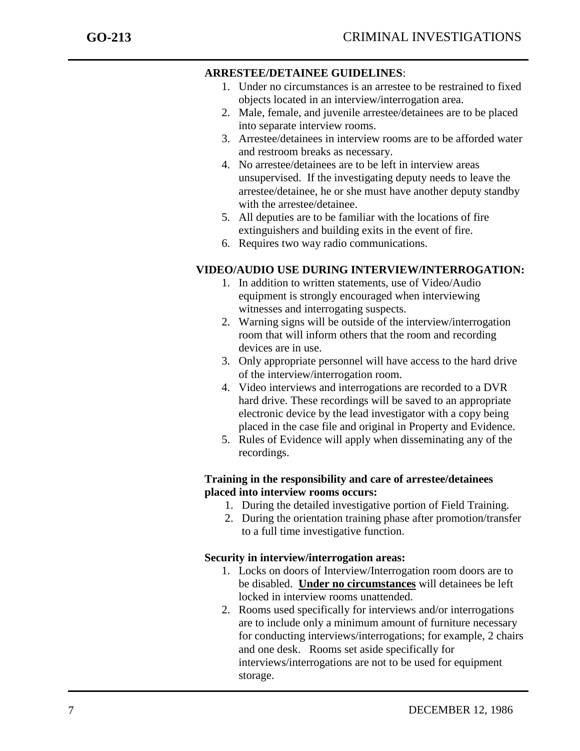**ARRESTEE/DETAINEE GUIDELINES**:

1. Under no circumstances is an arrestee to be restrained to fixed objects located in an interview/interrogation area.
2. Male, female, and juvenile arrestee/detainees are to be placed into separate interview rooms.
3. Arrestee/detainees in interview rooms are to be afforded water and restroom breaks as necessary.
4. No arrestee/detainees are to be left in interview areas unsupervised. If the investigating deputy needs to leave the arrestee/detainee, he or she must have another deputy standby with the arrestee/detainee.
5. All deputies are to be familiar with the locations of fire extinguishers and building exits in the event of fire.
6. Requires two way radio communications.

**VIDEO/AUDIO USE DURING INTERVIEW/INTERROGATION:**

1. In addition to written statements, use of Video/Audio equipment is strongly encouraged when interviewing witnesses and interrogating suspects.
2. Warning signs will be outside of the interview/interrogation room that will inform others that the room and recording devices are in use.
3. Only appropriate personnel will have access to the hard drive of the interview/interrogation room.
4. Video interviews and interrogations are recorded to a DVR hard drive. These recordings will be saved to an appropriate electronic device by the lead investigator with a copy being placed in the case file and original in Property and Evidence.
5. Rules of Evidence will apply when disseminating any of the recordings.

**Training in the responsibility and care of arrestee/detainees placed into interview rooms occurs:**

1. During the detailed investigative portion of Field Training.
2. During the orientation training phase after promotion/transfer to a full time investigative function.

**Security in interview/interrogation areas:**

1. Locks on doors of Interview/Interrogation room doors are to be disabled. <u>**Under no circumstances**</u> will detainees be left locked in interview rooms unattended.
2. Rooms used specifically for interviews and/or interrogations are to include only a minimum amount of furniture necessary for conducting interviews/interrogations; for example, 2 chairs and one desk. Rooms set aside specifically for interviews/interrogations are not to be used for equipment storage.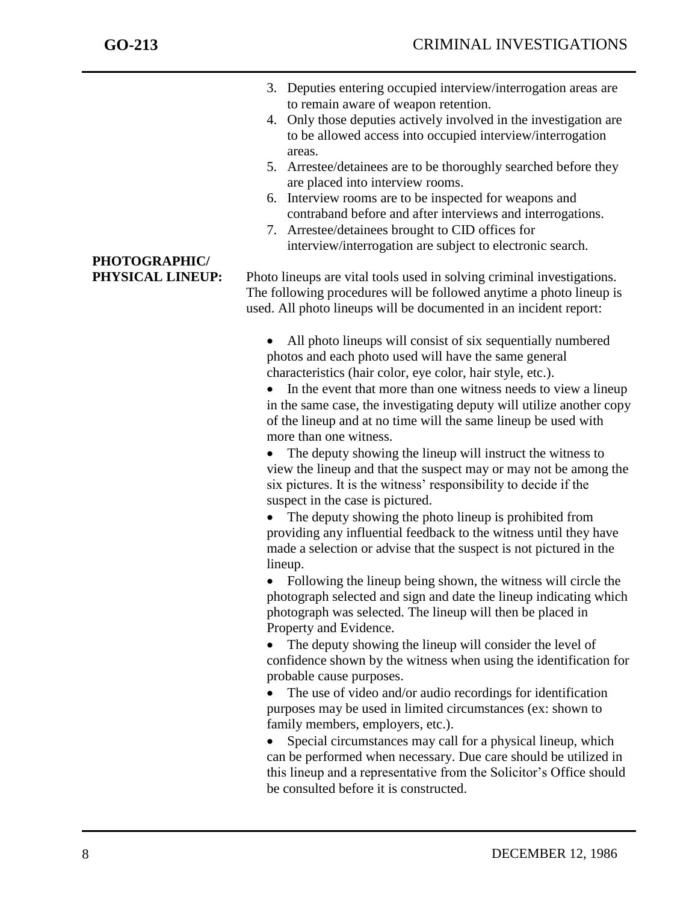3. Deputies entering occupied interview/interrogation areas are to remain aware of weapon retention.
4. Only those deputies actively involved in the investigation are to be allowed access into occupied interview/interrogation areas.
5. Arrestee/detainees are to be thoroughly searched before they are placed into interview rooms.
6. Interview rooms are to be inspected for weapons and contraband before and after interviews and interrogations.
7. Arrestee/detainees brought to CID offices for interview/interrogation are subject to electronic search.

**PHOTOGRAPHIC/ PHYSICAL LINEUP:**

Photo lineups are vital tools used in solving criminal investigations. The following procedures will be followed anytime a photo lineup is used. All photo lineups will be documented in an incident report:

- All photo lineups will consist of six sequentially numbered photos and each photo used will have the same general characteristics (hair color, eye color, hair style, etc.).
- In the event that more than one witness needs to view a lineup in the same case, the investigating deputy will utilize another copy of the lineup and at no time will the same lineup be used with more than one witness.
- The deputy showing the lineup will instruct the witness to view the lineup and that the suspect may or may not be among the six pictures. It is the witness' responsibility to decide if the suspect in the case is pictured.
- The deputy showing the photo lineup is prohibited from providing any influential feedback to the witness until they have made a selection or advise that the suspect is not pictured in the lineup.
- Following the lineup being shown, the witness will circle the photograph selected and sign and date the lineup indicating which photograph was selected. The lineup will then be placed in Property and Evidence.
- The deputy showing the lineup will consider the level of confidence shown by the witness when using the identification for probable cause purposes.
- The use of video and/or audio recordings for identification purposes may be used in limited circumstances (ex: shown to family members, employers, etc.).
- Special circumstances may call for a physical lineup, which can be performed when necessary. Due care should be utilized in this lineup and a representative from the Solicitor's Office should be consulted before it is constructed.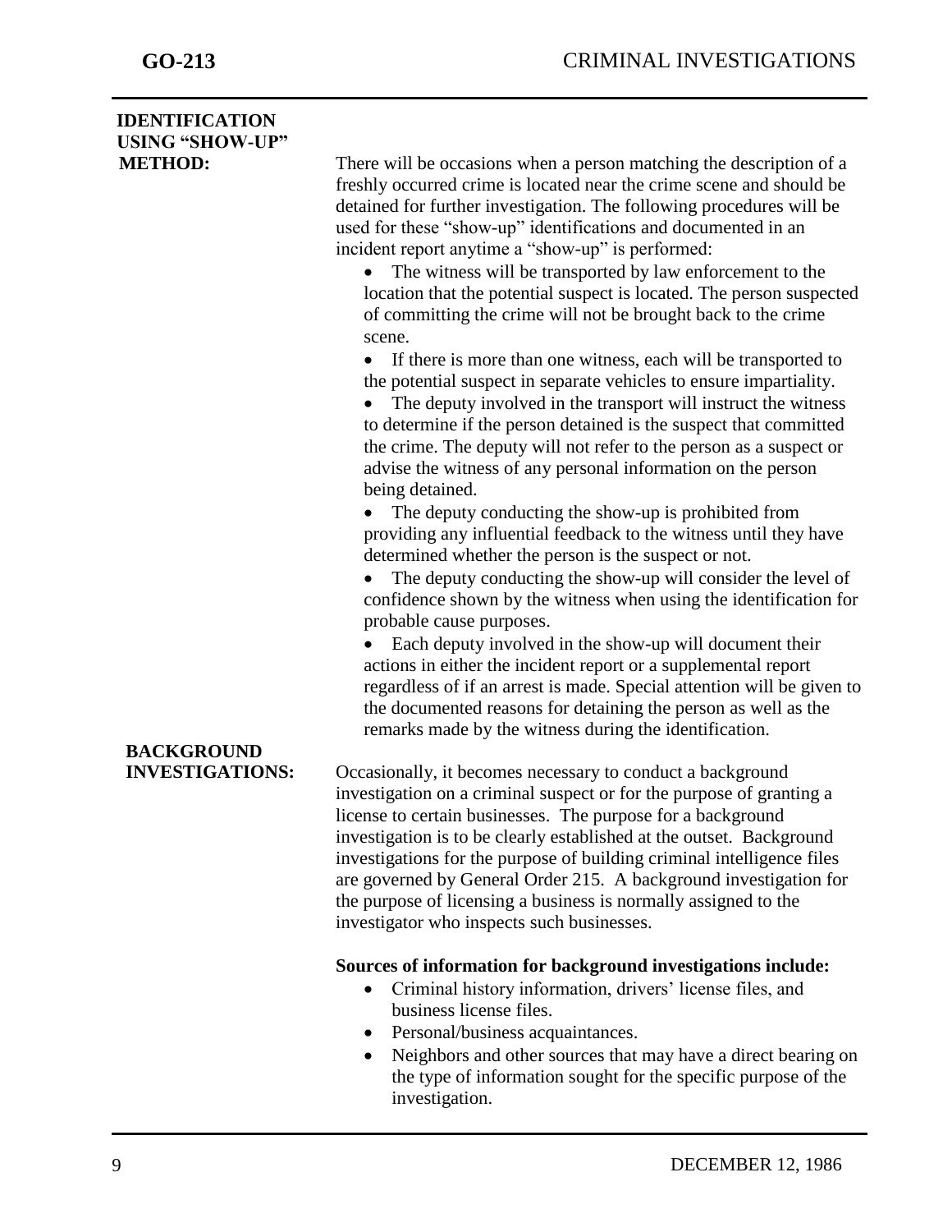## IDENTIFICATION USING "SHOW-UP" METHOD:

There will be occasions when a person matching the description of a freshly occurred crime is located near the crime scene and should be detained for further investigation. The following procedures will be used for these "show-up" identifications and documented in an incident report anytime a "show-up" is performed:

- The witness will be transported by law enforcement to the location that the potential suspect is located. The person suspected of committing the crime will not be brought back to the crime scene.
- If there is more than one witness, each will be transported to the potential suspect in separate vehicles to ensure impartiality.
- The deputy involved in the transport will instruct the witness to determine if the person detained is the suspect that committed the crime. The deputy will not refer to the person as a suspect or advise the witness of any personal information on the person being detained.
- The deputy conducting the show-up is prohibited from providing any influential feedback to the witness until they have determined whether the person is the suspect or not.
- The deputy conducting the show-up will consider the level of confidence shown by the witness when using the identification for probable cause purposes.
- Each deputy involved in the show-up will document their actions in either the incident report or a supplemental report regardless of if an arrest is made. Special attention will be given to the documented reasons for detaining the person as well as the remarks made by the witness during the identification.

## BACKGROUND INVESTIGATIONS:

Occasionally, it becomes necessary to conduct a background investigation on a criminal suspect or for the purpose of granting a license to certain businesses. The purpose for a background investigation is to be clearly established at the outset. Background investigations for the purpose of building criminal intelligence files are governed by General Order 215. A background investigation for the purpose of licensing a business is normally assigned to the investigator who inspects such businesses.

**Sources of information for background investigations include:**

- Criminal history information, drivers' license files, and business license files.
- Personal/business acquaintances.
- Neighbors and other sources that may have a direct bearing on the type of information sought for the specific purpose of the investigation.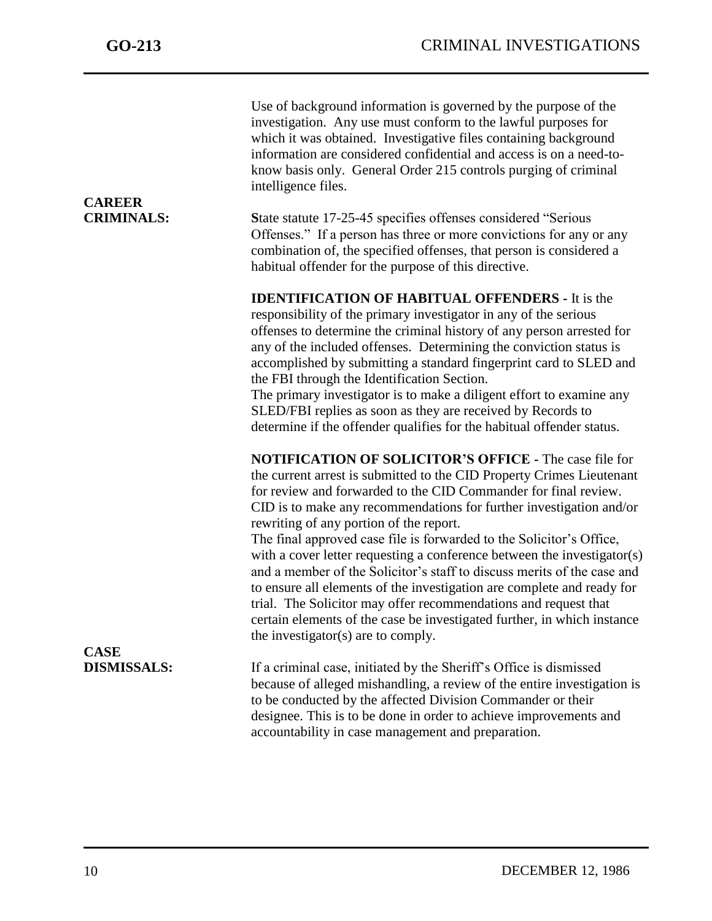Use of background information is governed by the purpose of the investigation. Any use must conform to the lawful purposes for which it was obtained. Investigative files containing background information are considered confidential and access is on a need-to-know basis only. General Order 215 controls purging of criminal intelligence files.

**CAREER CRIMINALS:**

**S**tate statute 17-25-45 specifies offenses considered "Serious Offenses." If a person has three or more convictions for any or any combination of, the specified offenses, that person is considered a habitual offender for the purpose of this directive.

**IDENTIFICATION OF HABITUAL OFFENDERS -** It is the responsibility of the primary investigator in any of the serious offenses to determine the criminal history of any person arrested for any of the included offenses. Determining the conviction status is accomplished by submitting a standard fingerprint card to SLED and the FBI through the Identification Section.
The primary investigator is to make a diligent effort to examine any SLED/FBI replies as soon as they are received by Records to determine if the offender qualifies for the habitual offender status.

**NOTIFICATION OF SOLICITOR'S OFFICE -** The case file for the current arrest is submitted to the CID Property Crimes Lieutenant for review and forwarded to the CID Commander for final review. CID is to make any recommendations for further investigation and/or rewriting of any portion of the report.
The final approved case file is forwarded to the Solicitor's Office, with a cover letter requesting a conference between the investigator(s) and a member of the Solicitor's staff to discuss merits of the case and to ensure all elements of the investigation are complete and ready for trial. The Solicitor may offer recommendations and request that certain elements of the case be investigated further, in which instance the investigator(s) are to comply.

**CASE DISMISSALS:**

If a criminal case, initiated by the Sheriff's Office is dismissed because of alleged mishandling, a review of the entire investigation is to be conducted by the affected Division Commander or their designee. This is to be done in order to achieve improvements and accountability in case management and preparation.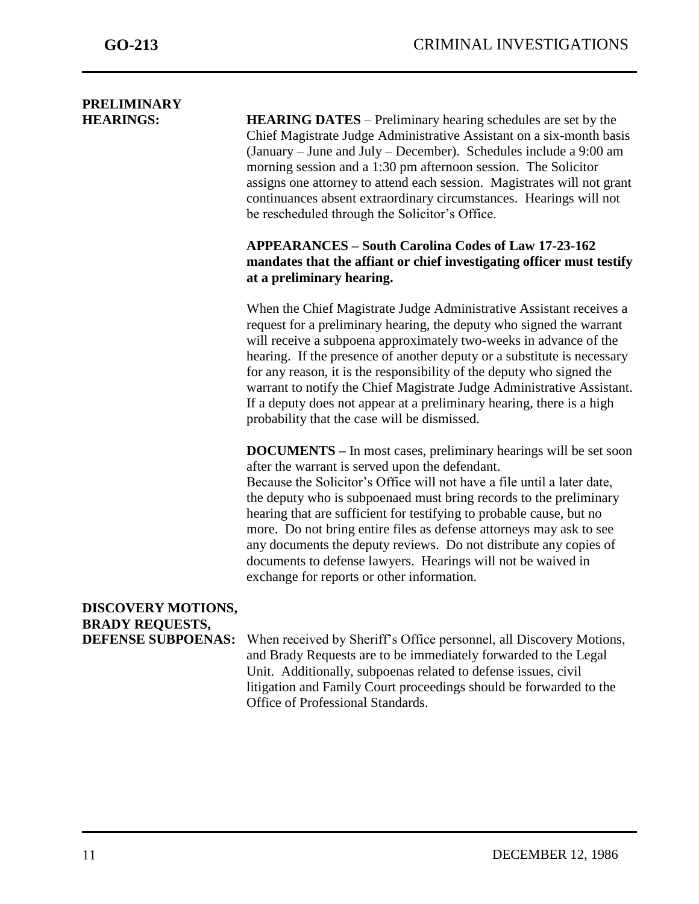## PRELIMINARY HEARINGS:

**HEARING DATES** – Preliminary hearing schedules are set by the Chief Magistrate Judge Administrative Assistant on a six-month basis (January – June and July – December). Schedules include a 9:00 am morning session and a 1:30 pm afternoon session. The Solicitor assigns one attorney to attend each session. Magistrates will not grant continuances absent extraordinary circumstances. Hearings will not be rescheduled through the Solicitor's Office.

**APPEARANCES – South Carolina Codes of Law 17-23-162 mandates that the affiant or chief investigating officer must testify at a preliminary hearing.**

When the Chief Magistrate Judge Administrative Assistant receives a request for a preliminary hearing, the deputy who signed the warrant will receive a subpoena approximately two-weeks in advance of the hearing. If the presence of another deputy or a substitute is necessary for any reason, it is the responsibility of the deputy who signed the warrant to notify the Chief Magistrate Judge Administrative Assistant. If a deputy does not appear at a preliminary hearing, there is a high probability that the case will be dismissed.

**DOCUMENTS –** In most cases, preliminary hearings will be set soon after the warrant is served upon the defendant.
Because the Solicitor's Office will not have a file until a later date, the deputy who is subpoenaed must bring records to the preliminary hearing that are sufficient for testifying to probable cause, but no more. Do not bring entire files as defense attorneys may ask to see any documents the deputy reviews. Do not distribute any copies of documents to defense lawyers. Hearings will not be waived in exchange for reports or other information.

## DISCOVERY MOTIONS, BRADY REQUESTS, DEFENSE SUBPOENAS:

When received by Sheriff's Office personnel, all Discovery Motions, and Brady Requests are to be immediately forwarded to the Legal Unit. Additionally, subpoenas related to defense issues, civil litigation and Family Court proceedings should be forwarded to the Office of Professional Standards.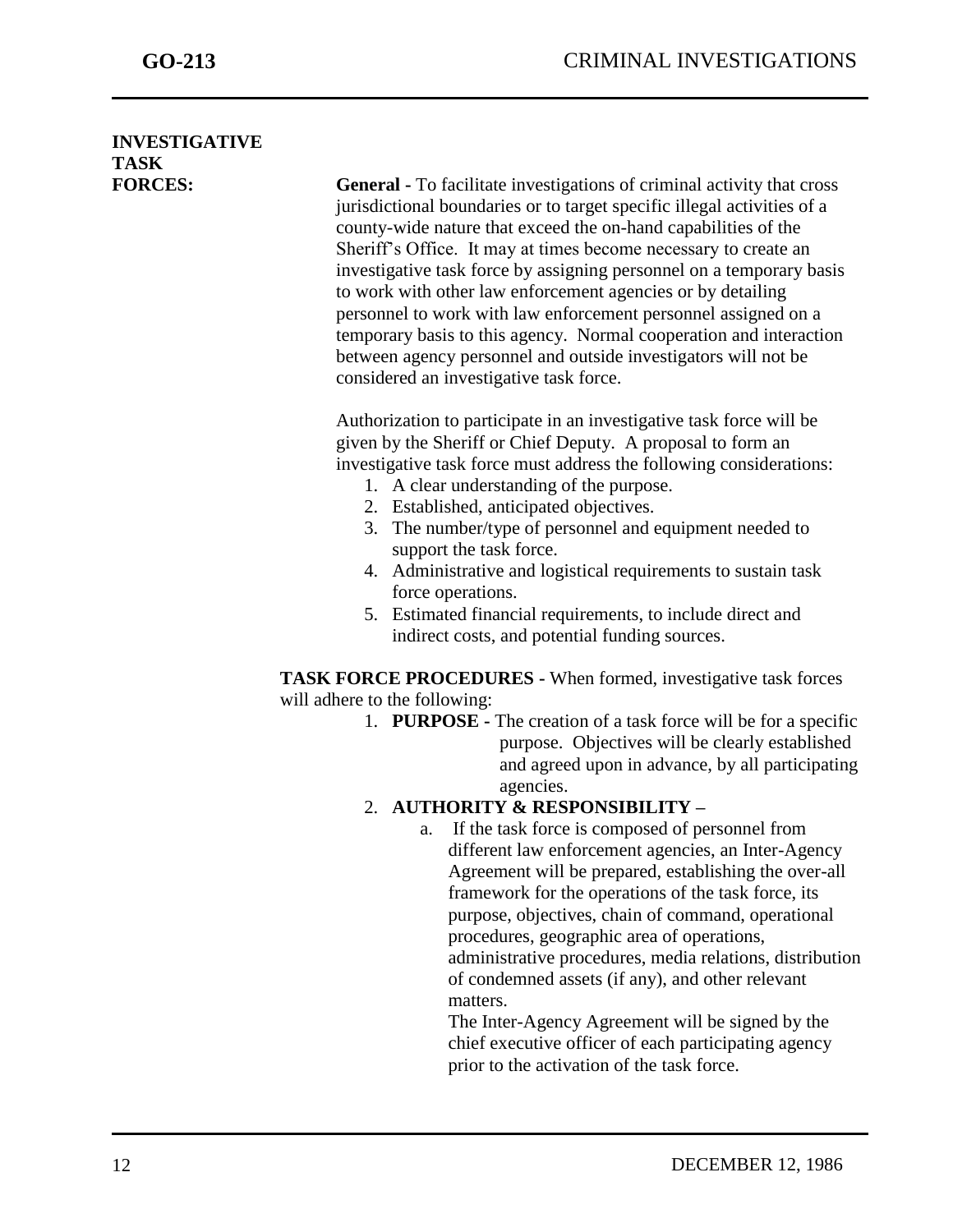## INVESTIGATIVE TASK FORCES:

**General -** To facilitate investigations of criminal activity that cross jurisdictional boundaries or to target specific illegal activities of a county-wide nature that exceed the on-hand capabilities of the Sheriff's Office. It may at times become necessary to create an investigative task force by assigning personnel on a temporary basis to work with other law enforcement agencies or by detailing personnel to work with law enforcement personnel assigned on a temporary basis to this agency. Normal cooperation and interaction between agency personnel and outside investigators will not be considered an investigative task force.

Authorization to participate in an investigative task force will be given by the Sheriff or Chief Deputy. A proposal to form an investigative task force must address the following considerations:

1. A clear understanding of the purpose.
2. Established, anticipated objectives.
3. The number/type of personnel and equipment needed to support the task force.
4. Administrative and logistical requirements to sustain task force operations.
5. Estimated financial requirements, to include direct and indirect costs, and potential funding sources.

**TASK FORCE PROCEDURES -** When formed, investigative task forces will adhere to the following:

1. **PURPOSE -** The creation of a task force will be for a specific purpose. Objectives will be clearly established and agreed upon in advance, by all participating agencies.
2. **AUTHORITY & RESPONSIBILITY –**
   a. If the task force is composed of personnel from different law enforcement agencies, an Inter-Agency Agreement will be prepared, establishing the over-all framework for the operations of the task force, its purpose, objectives, chain of command, operational procedures, geographic area of operations, administrative procedures, media relations, distribution of condemned assets (if any), and other relevant matters.
   The Inter-Agency Agreement will be signed by the chief executive officer of each participating agency prior to the activation of the task force.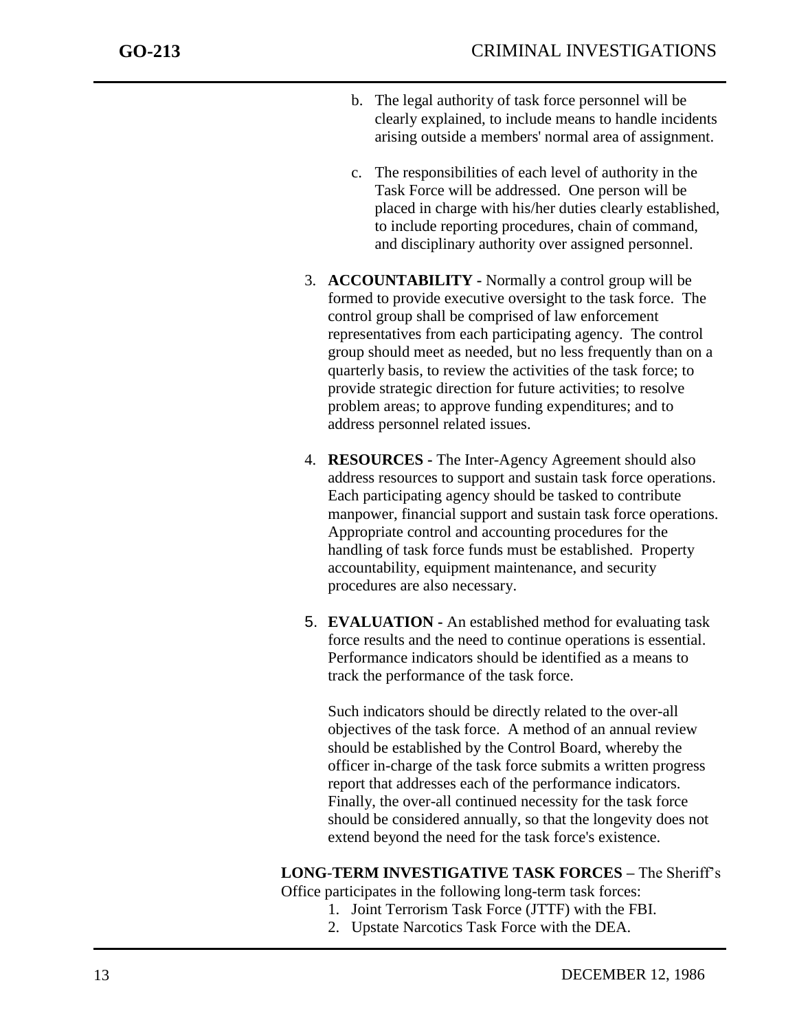b. The legal authority of task force personnel will be clearly explained, to include means to handle incidents arising outside a members' normal area of assignment.

   c. The responsibilities of each level of authority in the Task Force will be addressed. One person will be placed in charge with his/her duties clearly established, to include reporting procedures, chain of command, and disciplinary authority over assigned personnel.

3. **ACCOUNTABILITY -** Normally a control group will be formed to provide executive oversight to the task force. The control group shall be comprised of law enforcement representatives from each participating agency. The control group should meet as needed, but no less frequently than on a quarterly basis, to review the activities of the task force; to provide strategic direction for future activities; to resolve problem areas; to approve funding expenditures; and to address personnel related issues.

4. **RESOURCES -** The Inter-Agency Agreement should also address resources to support and sustain task force operations. Each participating agency should be tasked to contribute manpower, financial support and sustain task force operations. Appropriate control and accounting procedures for the handling of task force funds must be established. Property accountability, equipment maintenance, and security procedures are also necessary.

5. **EVALUATION -** An established method for evaluating task force results and the need to continue operations is essential. Performance indicators should be identified as a means to track the performance of the task force.

   Such indicators should be directly related to the over-all objectives of the task force. A method of an annual review should be established by the Control Board, whereby the officer in-charge of the task force submits a written progress report that addresses each of the performance indicators. Finally, the over-all continued necessity for the task force should be considered annually, so that the longevity does not extend beyond the need for the task force's existence.

**LONG-TERM INVESTIGATIVE TASK FORCES –** The Sheriff's Office participates in the following long-term task forces:

1. Joint Terrorism Task Force (JTTF) with the FBI.
2. Upstate Narcotics Task Force with the DEA.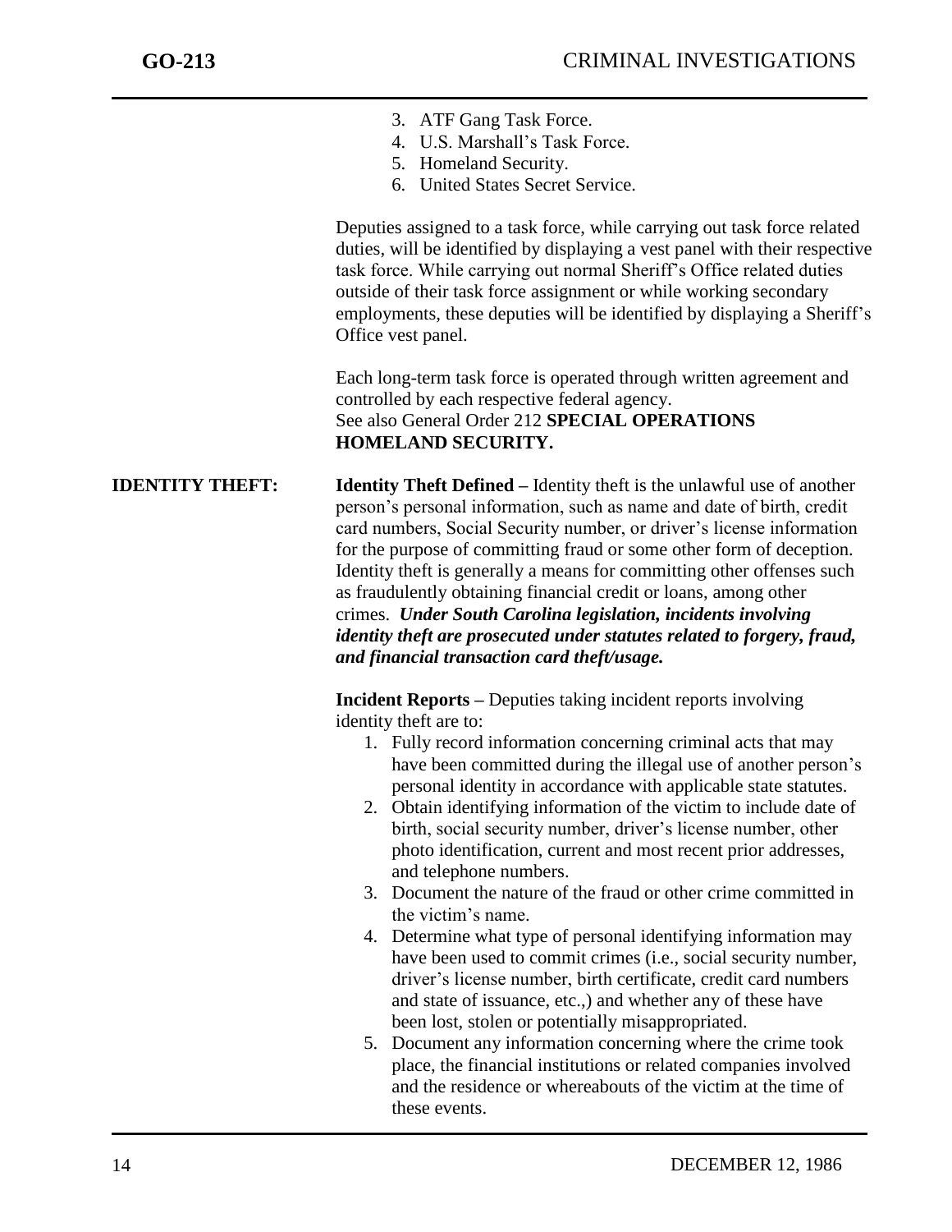3. ATF Gang Task Force.
4. U.S. Marshall's Task Force.
5. Homeland Security.
6. United States Secret Service.

Deputies assigned to a task force, while carrying out task force related duties, will be identified by displaying a vest panel with their respective task force. While carrying out normal Sheriff's Office related duties outside of their task force assignment or while working secondary employments, these deputies will be identified by displaying a Sheriff's Office vest panel.

Each long-term task force is operated through written agreement and controlled by each respective federal agency.
See also General Order 212 **SPECIAL OPERATIONS HOMELAND SECURITY.**

## IDENTITY THEFT:

**Identity Theft Defined –** Identity theft is the unlawful use of another person's personal information, such as name and date of birth, credit card numbers, Social Security number, or driver's license information for the purpose of committing fraud or some other form of deception. Identity theft is generally a means for committing other offenses such as fraudulently obtaining financial credit or loans, among other crimes. ***Under South Carolina legislation, incidents involving identity theft are prosecuted under statutes related to forgery, fraud, and financial transaction card theft/usage.***

**Incident Reports –** Deputies taking incident reports involving identity theft are to:

1. Fully record information concerning criminal acts that may have been committed during the illegal use of another person's personal identity in accordance with applicable state statutes.
2. Obtain identifying information of the victim to include date of birth, social security number, driver's license number, other photo identification, current and most recent prior addresses, and telephone numbers.
3. Document the nature of the fraud or other crime committed in the victim's name.
4. Determine what type of personal identifying information may have been used to commit crimes (i.e., social security number, driver's license number, birth certificate, credit card numbers and state of issuance, etc.,) and whether any of these have been lost, stolen or potentially misappropriated.
5. Document any information concerning where the crime took place, the financial institutions or related companies involved and the residence or whereabouts of the victim at the time of these events.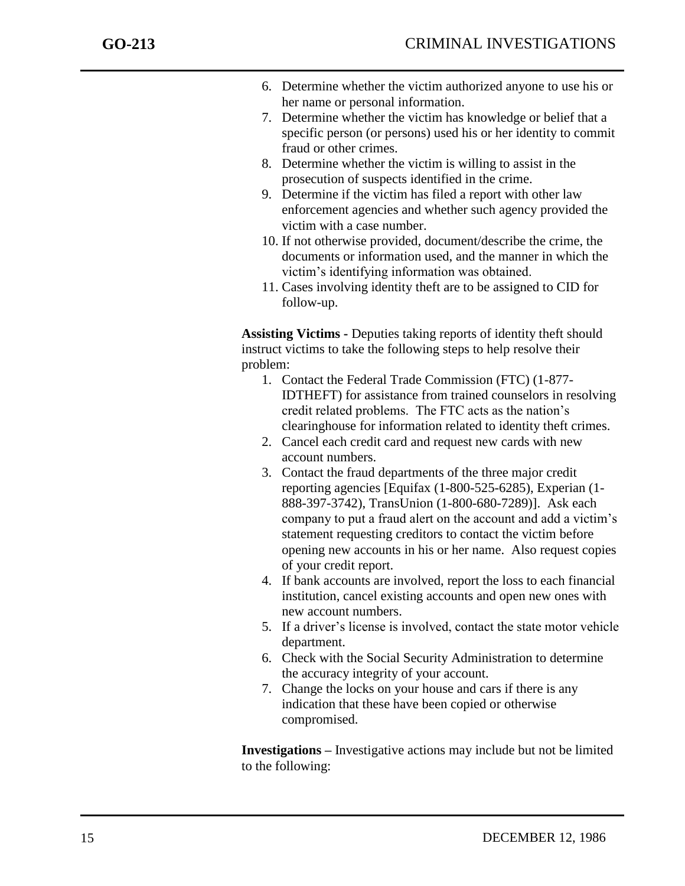6. Determine whether the victim authorized anyone to use his or her name or personal information.
7. Determine whether the victim has knowledge or belief that a specific person (or persons) used his or her identity to commit fraud or other crimes.
8. Determine whether the victim is willing to assist in the prosecution of suspects identified in the crime.
9. Determine if the victim has filed a report with other law enforcement agencies and whether such agency provided the victim with a case number.
10. If not otherwise provided, document/describe the crime, the documents or information used, and the manner in which the victim's identifying information was obtained.
11. Cases involving identity theft are to be assigned to CID for follow-up.

**Assisting Victims -** Deputies taking reports of identity theft should instruct victims to take the following steps to help resolve their problem:

1. Contact the Federal Trade Commission (FTC) (1-877-IDTHEFT) for assistance from trained counselors in resolving credit related problems. The FTC acts as the nation's clearinghouse for information related to identity theft crimes.
2. Cancel each credit card and request new cards with new account numbers.
3. Contact the fraud departments of the three major credit reporting agencies [Equifax (1-800-525-6285), Experian (1-888-397-3742), TransUnion (1-800-680-7289)]. Ask each company to put a fraud alert on the account and add a victim's statement requesting creditors to contact the victim before opening new accounts in his or her name. Also request copies of your credit report.
4. If bank accounts are involved, report the loss to each financial institution, cancel existing accounts and open new ones with new account numbers.
5. If a driver's license is involved, contact the state motor vehicle department.
6. Check with the Social Security Administration to determine the accuracy integrity of your account.
7. Change the locks on your house and cars if there is any indication that these have been copied or otherwise compromised.

**Investigations –** Investigative actions may include but not be limited to the following: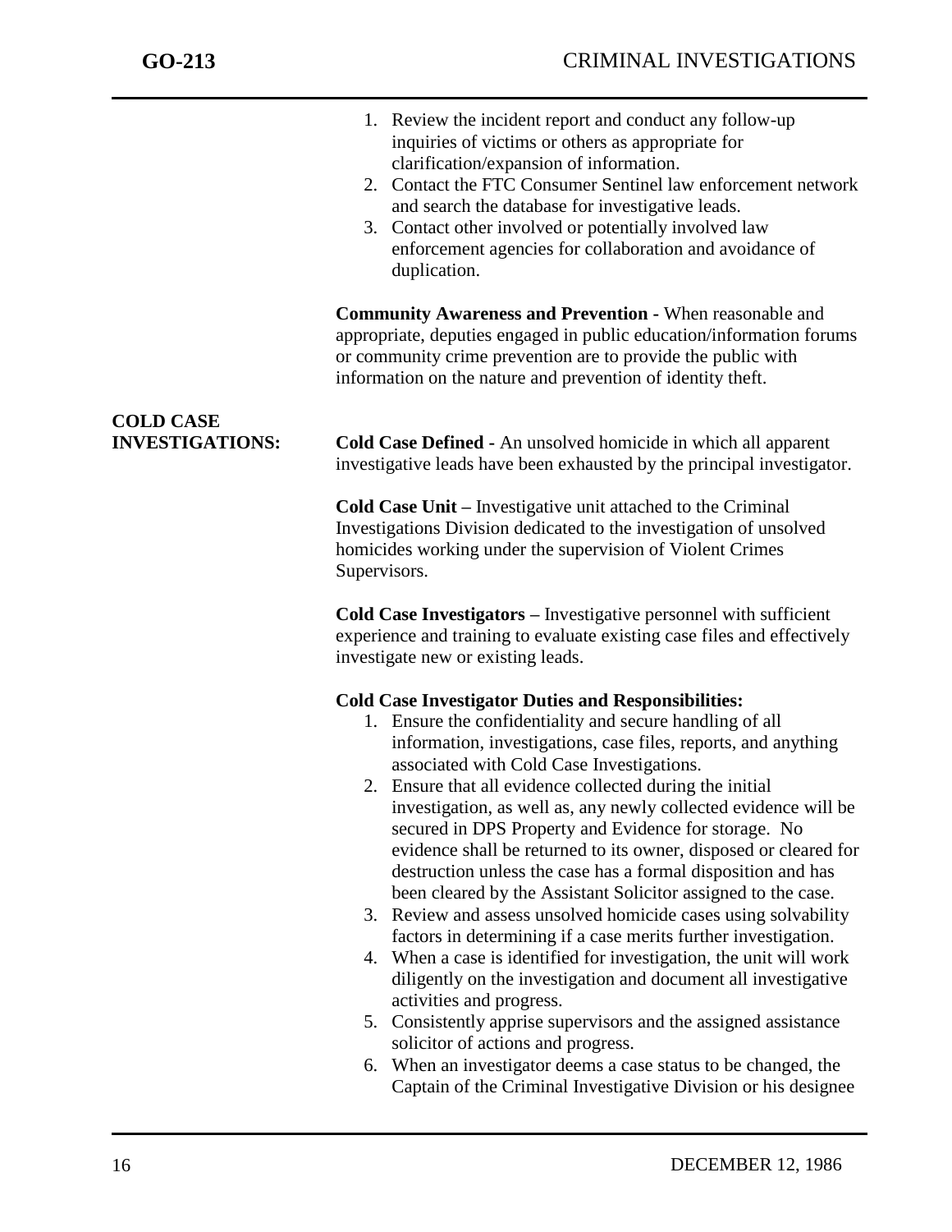1. Review the incident report and conduct any follow-up inquiries of victims or others as appropriate for clarification/expansion of information.
2. Contact the FTC Consumer Sentinel law enforcement network and search the database for investigative leads.
3. Contact other involved or potentially involved law enforcement agencies for collaboration and avoidance of duplication.

**Community Awareness and Prevention -** When reasonable and appropriate, deputies engaged in public education/information forums or community crime prevention are to provide the public with information on the nature and prevention of identity theft.

## COLD CASE INVESTIGATIONS:

**Cold Case Defined -** An unsolved homicide in which all apparent investigative leads have been exhausted by the principal investigator.

**Cold Case Unit –** Investigative unit attached to the Criminal Investigations Division dedicated to the investigation of unsolved homicides working under the supervision of Violent Crimes Supervisors.

**Cold Case Investigators –** Investigative personnel with sufficient experience and training to evaluate existing case files and effectively investigate new or existing leads.

**Cold Case Investigator Duties and Responsibilities:**

1. Ensure the confidentiality and secure handling of all information, investigations, case files, reports, and anything associated with Cold Case Investigations.
2. Ensure that all evidence collected during the initial investigation, as well as, any newly collected evidence will be secured in DPS Property and Evidence for storage. No evidence shall be returned to its owner, disposed or cleared for destruction unless the case has a formal disposition and has been cleared by the Assistant Solicitor assigned to the case.
3. Review and assess unsolved homicide cases using solvability factors in determining if a case merits further investigation.
4. When a case is identified for investigation, the unit will work diligently on the investigation and document all investigative activities and progress.
5. Consistently apprise supervisors and the assigned assistance solicitor of actions and progress.
6. When an investigator deems a case status to be changed, the Captain of the Criminal Investigative Division or his designee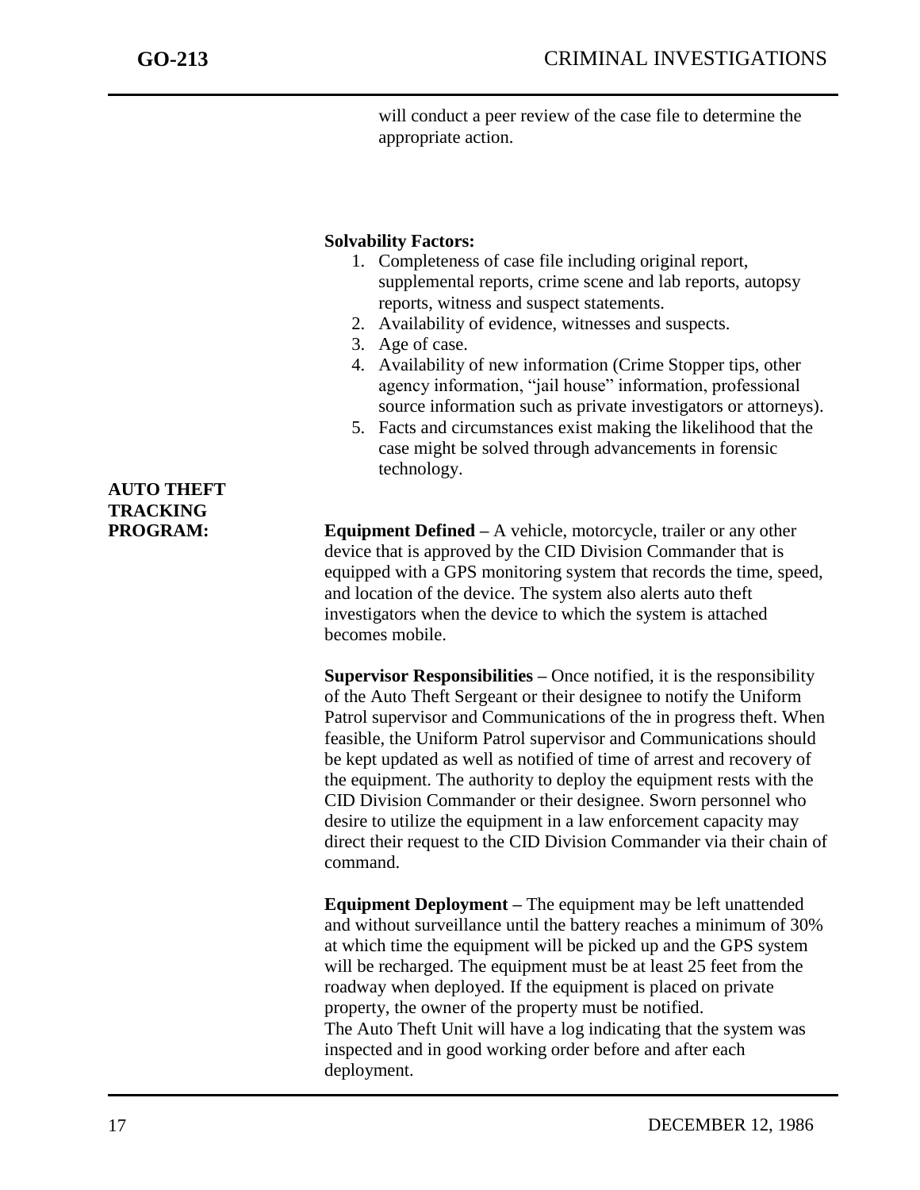will conduct a peer review of the case file to determine the appropriate action.

**Solvability Factors:**

1. Completeness of case file including original report, supplemental reports, crime scene and lab reports, autopsy reports, witness and suspect statements.
2. Availability of evidence, witnesses and suspects.
3. Age of case.
4. Availability of new information (Crime Stopper tips, other agency information, "jail house" information, professional source information such as private investigators or attorneys).
5. Facts and circumstances exist making the likelihood that the case might be solved through advancements in forensic technology.

## AUTO THEFT TRACKING PROGRAM:

**Equipment Defined –** A vehicle, motorcycle, trailer or any other device that is approved by the CID Division Commander that is equipped with a GPS monitoring system that records the time, speed, and location of the device. The system also alerts auto theft investigators when the device to which the system is attached becomes mobile.

**Supervisor Responsibilities –** Once notified, it is the responsibility of the Auto Theft Sergeant or their designee to notify the Uniform Patrol supervisor and Communications of the in progress theft. When feasible, the Uniform Patrol supervisor and Communications should be kept updated as well as notified of time of arrest and recovery of the equipment. The authority to deploy the equipment rests with the CID Division Commander or their designee. Sworn personnel who desire to utilize the equipment in a law enforcement capacity may direct their request to the CID Division Commander via their chain of command.

**Equipment Deployment –** The equipment may be left unattended and without surveillance until the battery reaches a minimum of 30% at which time the equipment will be picked up and the GPS system will be recharged. The equipment must be at least 25 feet from the roadway when deployed. If the equipment is placed on private property, the owner of the property must be notified.
The Auto Theft Unit will have a log indicating that the system was inspected and in good working order before and after each deployment.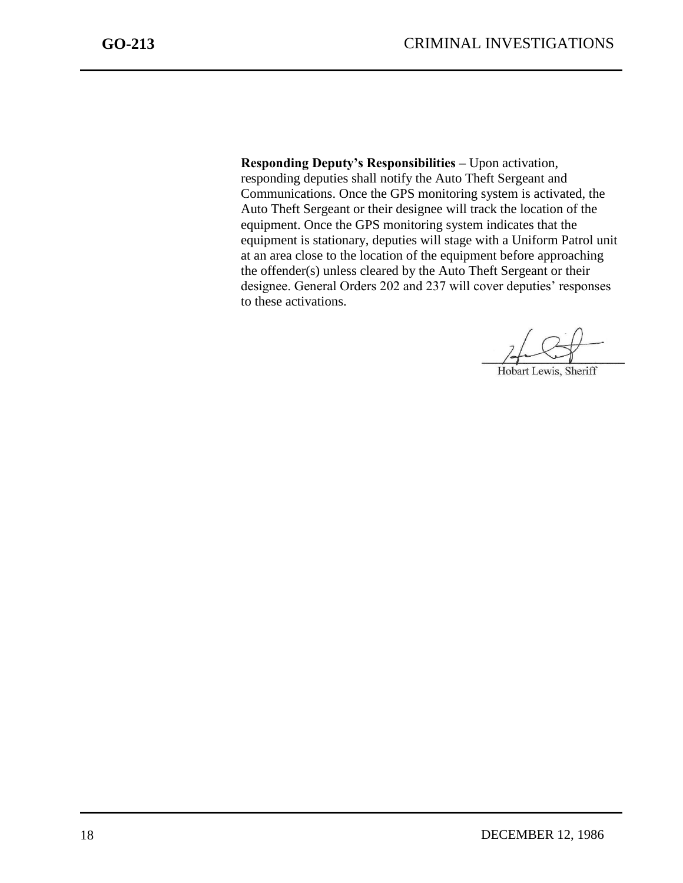**Responding Deputy's Responsibilities –** Upon activation, responding deputies shall notify the Auto Theft Sergeant and Communications. Once the GPS monitoring system is activated, the Auto Theft Sergeant or their designee will track the location of the equipment. Once the GPS monitoring system indicates that the equipment is stationary, deputies will stage with a Uniform Patrol unit at an area close to the location of the equipment before approaching the offender(s) unless cleared by the Auto Theft Sergeant or their designee. General Orders 202 and 237 will cover deputies' responses to these activations.

Hobart Lewis, Sheriff